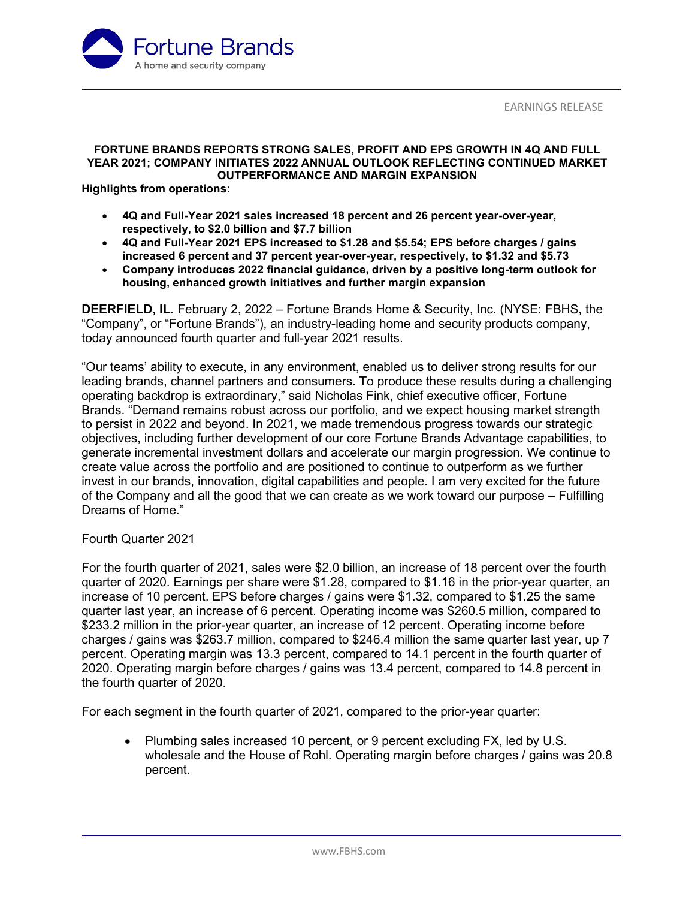EARNINGS RELEASE

**FORTUNE BRANDS REPORTS STRONG SALES, PROFIT AND EPS GROWTH IN 4Q AND FULL YEAR 2021; COMPANY INITIATES 2022 ANNUAL OUTLOOK REFLECTING CONTINUED MARKET OUTPERFORMANCE AND MARGIN EXPANSION**

**Highlights from operations:**

- **4Q and Full-Year 2021 sales increased 18 percent and 26 percent year-over-year, respectively, to $2.0 billion and $7.7 billion**
- **4Q and Full-Year 2021 EPS increased to $1.28 and $5.54; EPS before charges / gains increased 6 percent and 37 percent year-over-year, respectively, to $1.32 and $5.73**
- **Company introduces 2022 financial guidance, driven by a positive long-term outlook for housing, enhanced growth initiatives and further margin expansion**

**DEERFIELD, IL.** February 2, 2022 – Fortune Brands Home & Security, Inc. (NYSE: FBHS, the "Company", or "Fortune Brands"), an industry-leading home and security products company, today announced fourth quarter and full-year 2021 results.

"Our teams' ability to execute, in any environment, enabled us to deliver strong results for our leading brands, channel partners and consumers. To produce these results during a challenging operating backdrop is extraordinary," said Nicholas Fink, chief executive officer, Fortune Brands. "Demand remains robust across our portfolio, and we expect housing market strength to persist in 2022 and beyond. In 2021, we made tremendous progress towards our strategic objectives, including further development of our core Fortune Brands Advantage capabilities, to generate incremental investment dollars and accelerate our margin progression. We continue to create value across the portfolio and are positioned to continue to outperform as we further invest in our brands, innovation, digital capabilities and people. I am very excited for the future of the Company and all the good that we can create as we work toward our purpose – Fulfilling Dreams of Home."

## Fourth Quarter 2021

For the fourth quarter of 2021, sales were $2.0 billion, an increase of 18 percent over the fourth quarter of 2020. Earnings per share were $1.28, compared to $1.16 in the prior-year quarter, an increase of 10 percent. EPS before charges / gains were $1.32, compared to $1.25 the same quarter last year, an increase of 6 percent. Operating income was $260.5 million, compared to $233.2 million in the prior-year quarter, an increase of 12 percent. Operating income before charges / gains was $263.7 million, compared to $246.4 million the same quarter last year, up 7 percent. Operating margin was 13.3 percent, compared to 14.1 percent in the fourth quarter of 2020. Operating margin before charges / gains was 13.4 percent, compared to 14.8 percent in the fourth quarter of 2020.

For each segment in the fourth quarter of 2021, compared to the prior-year quarter:

- Plumbing sales increased 10 percent, or 9 percent excluding FX, led by U.S. wholesale and the House of Rohl. Operating margin before charges / gains was 20.8 percent.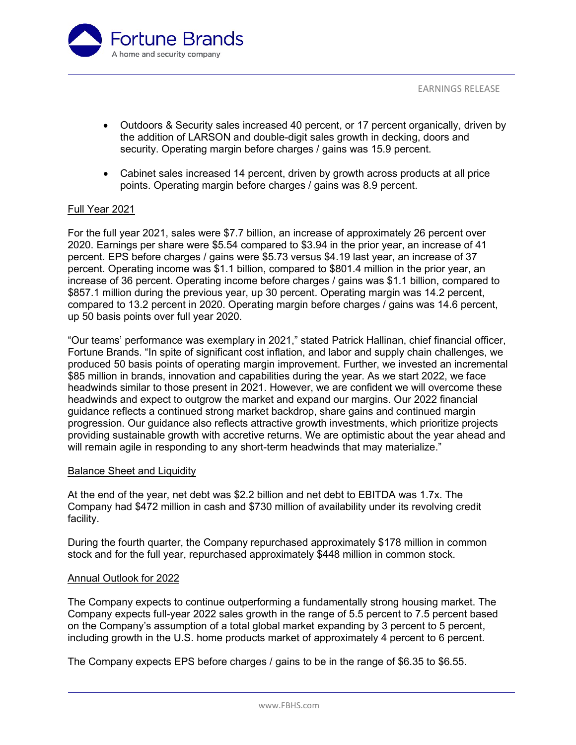- Outdoors & Security sales increased 40 percent, or 17 percent organically, driven by the addition of LARSON and double-digit sales growth in decking, doors and security. Operating margin before charges / gains was 15.9 percent.
- Cabinet sales increased 14 percent, driven by growth across products at all price points. Operating margin before charges / gains was 8.9 percent.

## Full Year 2021

For the full year 2021, sales were $7.7 billion, an increase of approximately 26 percent over 2020. Earnings per share were $5.54 compared to $3.94 in the prior year, an increase of 41 percent. EPS before charges / gains were $5.73 versus $4.19 last year, an increase of 37 percent. Operating income was $1.1 billion, compared to $801.4 million in the prior year, an increase of 36 percent. Operating income before charges / gains was $1.1 billion, compared to $857.1 million during the previous year, up 30 percent. Operating margin was 14.2 percent, compared to 13.2 percent in 2020. Operating margin before charges / gains was 14.6 percent, up 50 basis points over full year 2020.

"Our teams' performance was exemplary in 2021," stated Patrick Hallinan, chief financial officer, Fortune Brands. "In spite of significant cost inflation, and labor and supply chain challenges, we produced 50 basis points of operating margin improvement. Further, we invested an incremental $85 million in brands, innovation and capabilities during the year. As we start 2022, we face headwinds similar to those present in 2021. However, we are confident we will overcome these headwinds and expect to outgrow the market and expand our margins. Our 2022 financial guidance reflects a continued strong market backdrop, share gains and continued margin progression. Our guidance also reflects attractive growth investments, which prioritize projects providing sustainable growth with accretive returns. We are optimistic about the year ahead and will remain agile in responding to any short-term headwinds that may materialize."

## Balance Sheet and Liquidity

At the end of the year, net debt was $2.2 billion and net debt to EBITDA was 1.7x. The Company had $472 million in cash and $730 million of availability under its revolving credit facility.

During the fourth quarter, the Company repurchased approximately $178 million in common stock and for the full year, repurchased approximately $448 million in common stock.

## Annual Outlook for 2022

The Company expects to continue outperforming a fundamentally strong housing market. The Company expects full-year 2022 sales growth in the range of 5.5 percent to 7.5 percent based on the Company's assumption of a total global market expanding by 3 percent to 5 percent, including growth in the U.S. home products market of approximately 4 percent to 6 percent.

The Company expects EPS before charges / gains to be in the range of $6.35 to $6.55.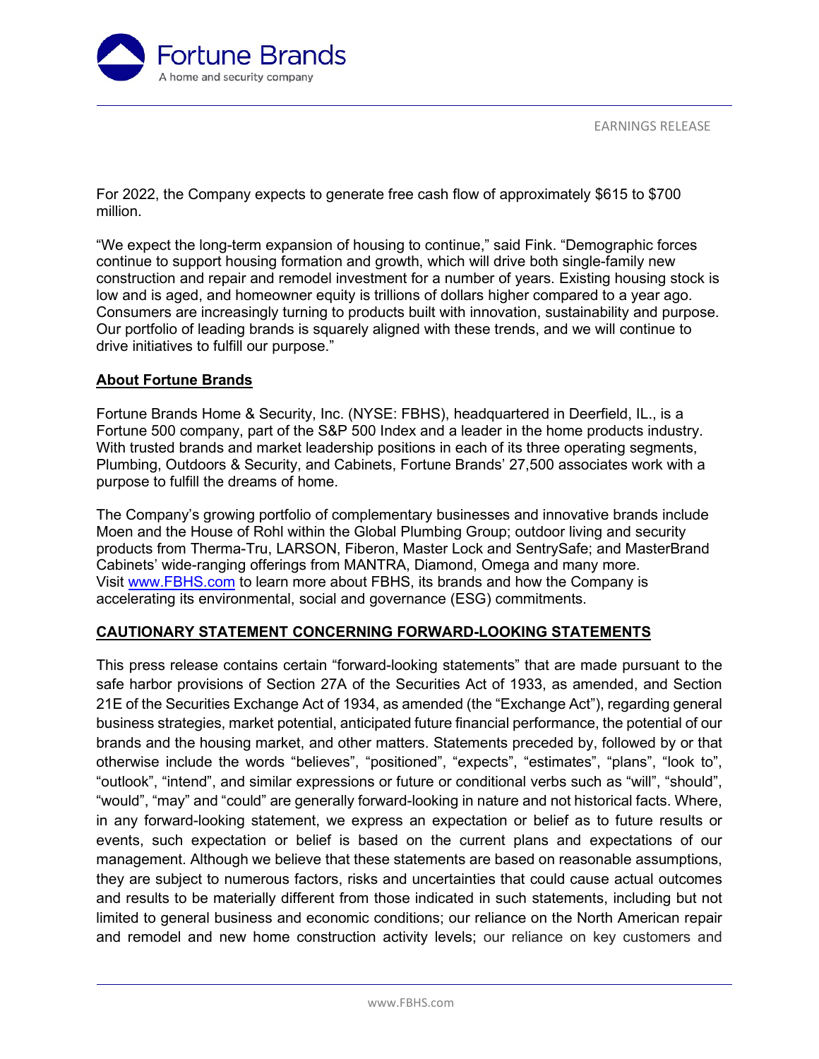For 2022, the Company expects to generate free cash flow of approximately $615 to $700 million.

"We expect the long-term expansion of housing to continue," said Fink. "Demographic forces continue to support housing formation and growth, which will drive both single-family new construction and repair and remodel investment for a number of years. Existing housing stock is low and is aged, and homeowner equity is trillions of dollars higher compared to a year ago. Consumers are increasingly turning to products built with innovation, sustainability and purpose. Our portfolio of leading brands is squarely aligned with these trends, and we will continue to drive initiatives to fulfill our purpose."

## About Fortune Brands

Fortune Brands Home & Security, Inc. (NYSE: FBHS), headquartered in Deerfield, IL., is a Fortune 500 company, part of the S&P 500 Index and a leader in the home products industry. With trusted brands and market leadership positions in each of its three operating segments, Plumbing, Outdoors & Security, and Cabinets, Fortune Brands' 27,500 associates work with a purpose to fulfill the dreams of home.

The Company's growing portfolio of complementary businesses and innovative brands include Moen and the House of Rohl within the Global Plumbing Group; outdoor living and security products from Therma-Tru, LARSON, Fiberon, Master Lock and SentrySafe; and MasterBrand Cabinets' wide-ranging offerings from MANTRA, Diamond, Omega and many more. Visit www.FBHS.com to learn more about FBHS, its brands and how the Company is accelerating its environmental, social and governance (ESG) commitments.

## CAUTIONARY STATEMENT CONCERNING FORWARD-LOOKING STATEMENTS

This press release contains certain "forward-looking statements" that are made pursuant to the safe harbor provisions of Section 27A of the Securities Act of 1933, as amended, and Section 21E of the Securities Exchange Act of 1934, as amended (the "Exchange Act"), regarding general business strategies, market potential, anticipated future financial performance, the potential of our brands and the housing market, and other matters. Statements preceded by, followed by or that otherwise include the words "believes", "positioned", "expects", "estimates", "plans", "look to", "outlook", "intend", and similar expressions or future or conditional verbs such as "will", "should", "would", "may" and "could" are generally forward-looking in nature and not historical facts. Where, in any forward-looking statement, we express an expectation or belief as to future results or events, such expectation or belief is based on the current plans and expectations of our management. Although we believe that these statements are based on reasonable assumptions, they are subject to numerous factors, risks and uncertainties that could cause actual outcomes and results to be materially different from those indicated in such statements, including but not limited to general business and economic conditions; our reliance on the North American repair and remodel and new home construction activity levels; our reliance on key customers and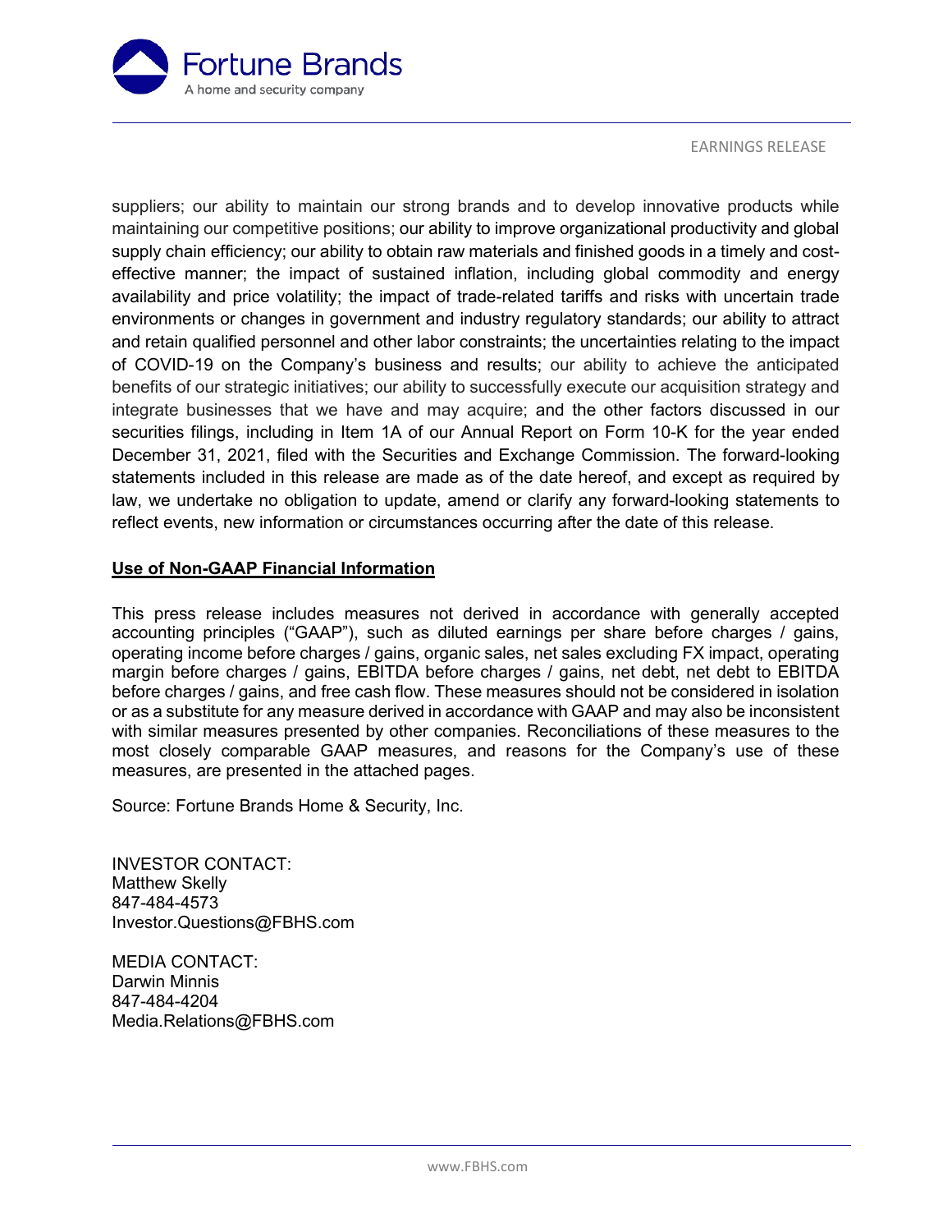suppliers; our ability to maintain our strong brands and to develop innovative products while maintaining our competitive positions; our ability to improve organizational productivity and global supply chain efficiency; our ability to obtain raw materials and finished goods in a timely and cost-effective manner; the impact of sustained inflation, including global commodity and energy availability and price volatility; the impact of trade-related tariffs and risks with uncertain trade environments or changes in government and industry regulatory standards; our ability to attract and retain qualified personnel and other labor constraints; the uncertainties relating to the impact of COVID-19 on the Company's business and results; our ability to achieve the anticipated benefits of our strategic initiatives; our ability to successfully execute our acquisition strategy and integrate businesses that we have and may acquire; and the other factors discussed in our securities filings, including in Item 1A of our Annual Report on Form 10-K for the year ended December 31, 2021, filed with the Securities and Exchange Commission. The forward-looking statements included in this release are made as of the date hereof, and except as required by law, we undertake no obligation to update, amend or clarify any forward-looking statements to reflect events, new information or circumstances occurring after the date of this release.

**Use of Non-GAAP Financial Information**

This press release includes measures not derived in accordance with generally accepted accounting principles ("GAAP"), such as diluted earnings per share before charges / gains, operating income before charges / gains, organic sales, net sales excluding FX impact, operating margin before charges / gains, EBITDA before charges / gains, net debt, net debt to EBITDA before charges / gains, and free cash flow. These measures should not be considered in isolation or as a substitute for any measure derived in accordance with GAAP and may also be inconsistent with similar measures presented by other companies. Reconciliations of these measures to the most closely comparable GAAP measures, and reasons for the Company's use of these measures, are presented in the attached pages.

Source: Fortune Brands Home & Security, Inc.

INVESTOR CONTACT:
Matthew Skelly
847-484-4573
Investor.Questions@FBHS.com

MEDIA CONTACT:
Darwin Minnis
847-484-4204
Media.Relations@FBHS.com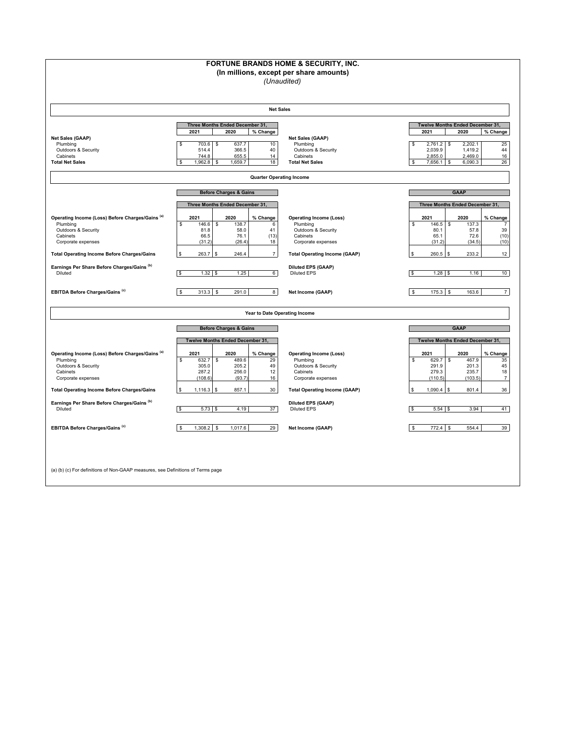# FORTUNE BRANDS HOME & SECURITY, INC.

**(In millions, except per share amounts)**

*(Unaudited)*

## Net Sales

| | Three Months Ended December 31, | | |
|---|---|---|---|
| | 2021 | 2020 | % Change |
| **Net Sales (GAAP)** | | | |
| Plumbing | $ 703.6 | $ 637.7 | 10 |
| Outdoors & Security | 514.4 | 366.5 | 40 |
| Cabinets | 744.8 | 655.5 | 14 |
| **Total Net Sales** | $ 1,962.8 | $ 1,659.7 | 18 |

| | Twelve Months Ended December 31, | | |
|---|---|---|---|
| | 2021 | 2020 | % Change |
| **Net Sales (GAAP)** | | | |
| Plumbing | $ 2,761.2 | $ 2,202.1 | 25 |
| Outdoors & Security | 2,039.9 | 1,419.2 | 44 |
| Cabinets | 2,855.0 | 2,469.0 | 16 |
| **Total Net Sales** | $ 7,656.1 | $ 6,090.3 | 26 |

## Quarter Operating Income

| | Before Charges & Gains | | |
|---|---|---|---|
| | Three Months Ended December 31, | | |
| **Operating Income (Loss) Before Charges/Gains [(a)]** | 2021 | 2020 | % Change |
| Plumbing | $ 146.6 | $ 138.7 | 6 |
| Outdoors & Security | 81.8 | 58.0 | 41 |
| Cabinets | 66.5 | 76.1 | (13) |
| Corporate expenses | (31.2) | (26.4) | 18 |
| **Total Operating Income Before Charges/Gains** | $ 263.7 | $ 246.4 | 7 |
| **Earnings Per Share Before Charges/Gains [(b)]** | | | |
| Diluted | $ 1.32 | $ 1.25 | 6 |
| **EBITDA Before Charges/Gains [(c)]** | $ 313.3 | $ 291.0 | 8 |

| | GAAP | | |
|---|---|---|---|
| | Three Months Ended December 31, | | |
| **Operating Income (Loss)** | 2021 | 2020 | % Change |
| Plumbing | $ 146.5 | $ 137.3 | 7 |
| Outdoors & Security | 80.1 | 57.8 | 39 |
| Cabinets | 65.1 | 72.6 | (10) |
| Corporate expenses | (31.2) | (34.5) | (10) |
| **Total Operating Income (GAAP)** | $ 260.5 | $ 233.2 | 12 |
| **Diluted EPS (GAAP)** | | | |
| Diluted EPS | $ 1.28 | $ 1.16 | 10 |
| **Net Income (GAAP)** | $ 175.3 | $ 163.6 | 7 |

## Year to Date Operating Income

| | Before Charges & Gains | | |
|---|---|---|---|
| | Twelve Months Ended December 31, | | |
| **Operating Income (Loss) Before Charges/Gains [(a)]** | 2021 | 2020 | % Change |
| Plumbing | $ 632.7 | $ 489.6 | 29 |
| Outdoors & Security | 305.0 | 205.2 | 49 |
| Cabinets | 287.2 | 256.0 | 12 |
| Corporate expenses | (108.6) | (93.7) | 16 |
| **Total Operating Income Before Charges/Gains** | $ 1,116.3 | $ 857.1 | 30 |
| **Earnings Per Share Before Charges/Gains [(b)]** | | | |
| Diluted | $ 5.73 | $ 4.19 | 37 |
| **EBITDA Before Charges/Gains [(c)]** | $ 1,308.2 | $ 1,017.6 | 29 |

| | GAAP | | |
|---|---|---|---|
| | Twelve Months Ended December 31, | | |
| **Operating Income (Loss)** | 2021 | 2020 | % Change |
| Plumbing | $ 629.7 | $ 467.9 | 35 |
| Outdoors & Security | 291.9 | 201.3 | 45 |
| Cabinets | 279.3 | 235.7 | 18 |
| Corporate expenses | (110.5) | (103.5) | 7 |
| **Total Operating Income (GAAP)** | $ 1,090.4 | $ 801.4 | 36 |
| **Diluted EPS (GAAP)** | | | |
| Diluted EPS | $ 5.54 | $ 3.94 | 41 |
| **Net Income (GAAP)** | $ 772.4 | $ 554.4 | 39 |

(a) (b) (c) For definitions of Non-GAAP measures, see Definitions of Terms page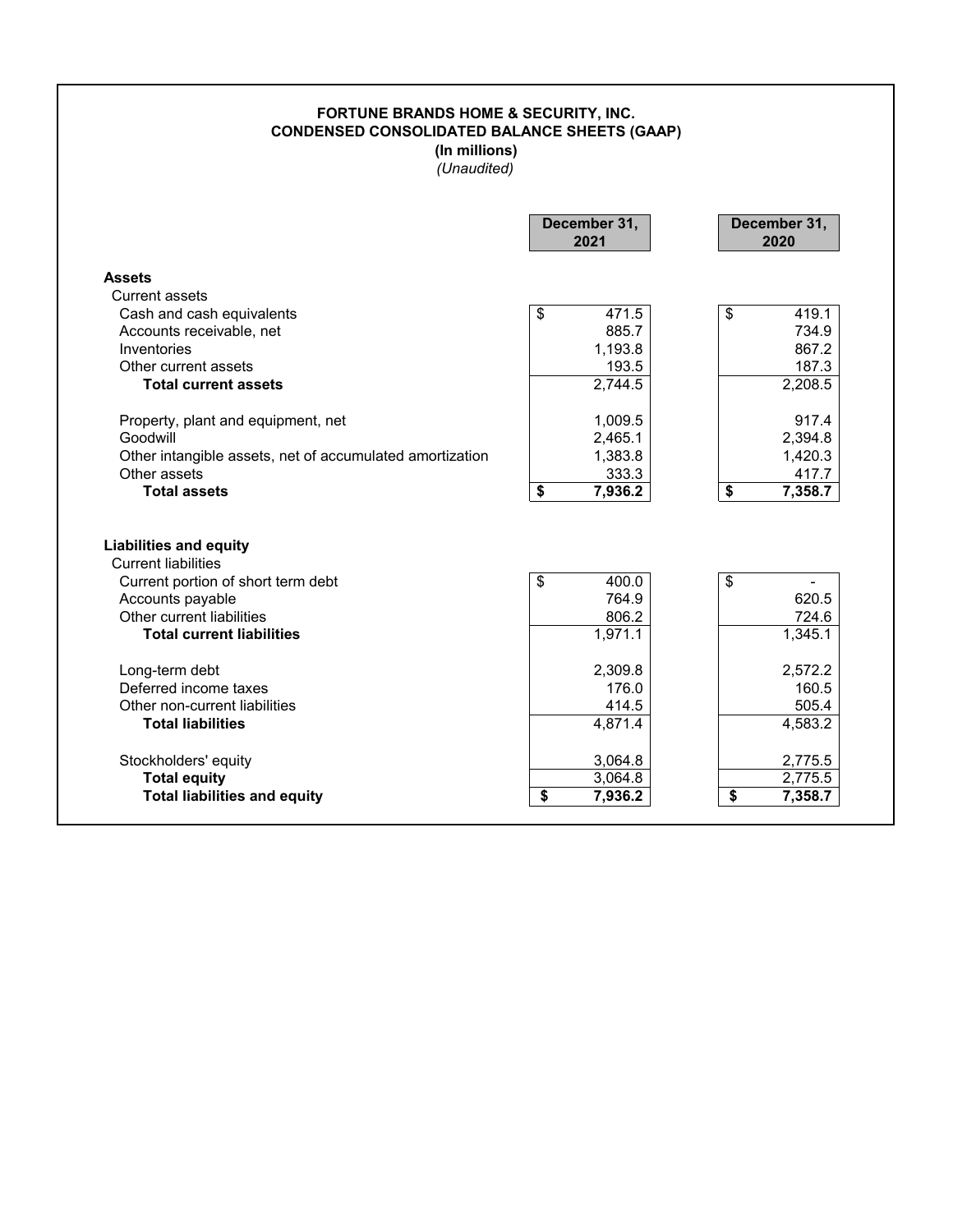**FORTUNE BRANDS HOME & SECURITY, INC.**
**CONDENSED CONSOLIDATED BALANCE SHEETS (GAAP)**
**(In millions)**
*(Unaudited)*

| | December 31, 2021 | December 31, 2020 |
|---|---|---|
| **Assets** | | |
| Current assets | | |
| Cash and cash equivalents | $ 471.5 | $ 419.1 |
| Accounts receivable, net | 885.7 | 734.9 |
| Inventories | 1,193.8 | 867.2 |
| Other current assets | 193.5 | 187.3 |
| **Total current assets** | 2,744.5 | 2,208.5 |
| Property, plant and equipment, net | 1,009.5 | 917.4 |
| Goodwill | 2,465.1 | 2,394.8 |
| Other intangible assets, net of accumulated amortization | 1,383.8 | 1,420.3 |
| Other assets | 333.3 | 417.7 |
| **Total assets** | **$ 7,936.2** | **$ 7,358.7** |
| **Liabilities and equity** | | |
| Current liabilities | | |
| Current portion of short term debt | $ 400.0 | $ - |
| Accounts payable | 764.9 | 620.5 |
| Other current liabilities | 806.2 | 724.6 |
| **Total current liabilities** | 1,971.1 | 1,345.1 |
| Long-term debt | 2,309.8 | 2,572.2 |
| Deferred income taxes | 176.0 | 160.5 |
| Other non-current liabilities | 414.5 | 505.4 |
| **Total liabilities** | 4,871.4 | 4,583.2 |
| Stockholders' equity | 3,064.8 | 2,775.5 |
| **Total equity** | 3,064.8 | 2,775.5 |
| **Total liabilities and equity** | **$ 7,936.2** | **$ 7,358.7** |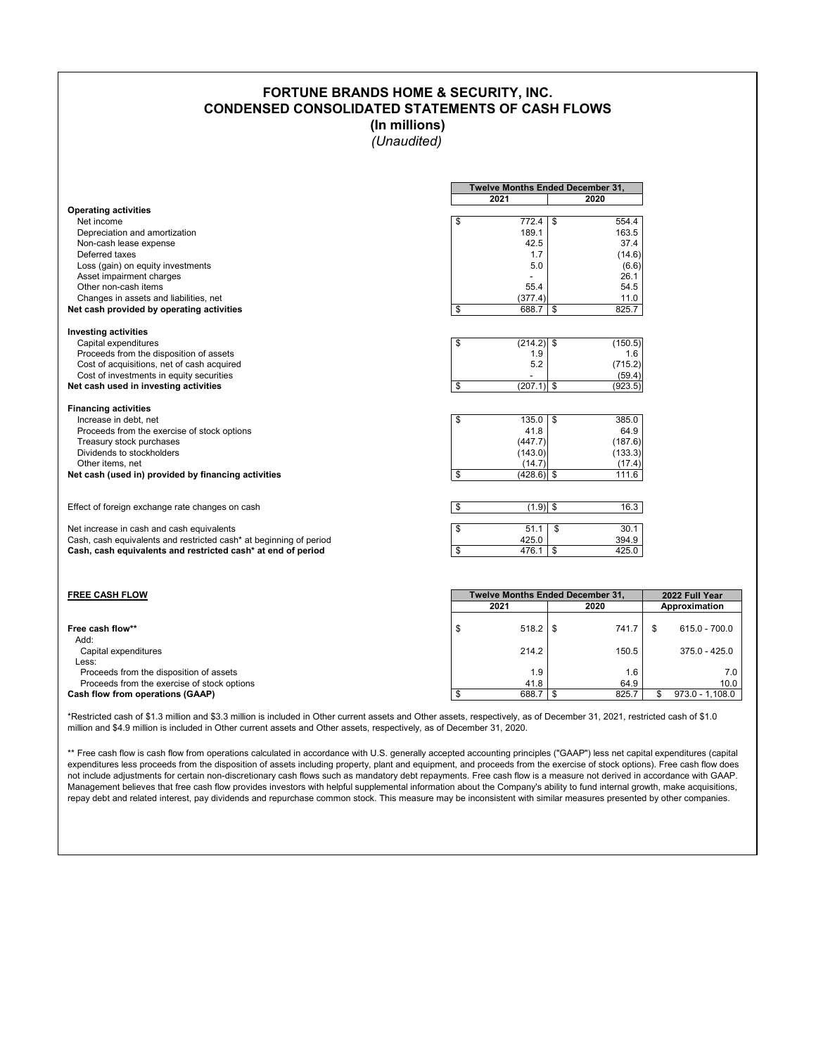# FORTUNE BRANDS HOME & SECURITY, INC.
## CONDENSED CONSOLIDATED STATEMENTS OF CASH FLOWS
**(In millions)**
*(Unaudited)*

| | Twelve Months Ended December 31, | |
|---|---|---|
| | 2021 | 2020 |
| **Operating activities** | | |
| Net income | $ 772.4 | $ 554.4 |
| Depreciation and amortization | 189.1 | 163.5 |
| Non-cash lease expense | 42.5 | 37.4 |
| Deferred taxes | 1.7 | (14.6) |
| Loss (gain) on equity investments | 5.0 | (6.6) |
| Asset impairment charges | - | 26.1 |
| Other non-cash items | 55.4 | 54.5 |
| Changes in assets and liabilities, net | (377.4) | 11.0 |
| **Net cash provided by operating activities** | $ 688.7 | $ 825.7 |
| **Investing activities** | | |
| Capital expenditures | $ (214.2) | $ (150.5) |
| Proceeds from the disposition of assets | 1.9 | 1.6 |
| Cost of acquisitions, net of cash acquired | 5.2 | (715.2) |
| Cost of investments in equity securities | - | (59.4) |
| **Net cash used in investing activities** | $ (207.1) | $ (923.5) |
| **Financing activities** | | |
| Increase in debt, net | $ 135.0 | $ 385.0 |
| Proceeds from the exercise of stock options | 41.8 | 64.9 |
| Treasury stock purchases | (447.7) | (187.6) |
| Dividends to stockholders | (143.0) | (133.3) |
| Other items, net | (14.7) | (17.4) |
| **Net cash (used in) provided by financing activities** | $ (428.6) | $ 111.6 |
| Effect of foreign exchange rate changes on cash | $ (1.9) | $ 16.3 |
| Net increase in cash and cash equivalents | $ 51.1 | $ 30.1 |
| Cash, cash equivalents and restricted cash* at beginning of period | 425.0 | 394.9 |
| **Cash, cash equivalents and restricted cash* at end of period** | $ 476.1 | $ 425.0 |

| **FREE CASH FLOW** | Twelve Months Ended December 31, | | 2022 Full Year |
|---|---|---|---|
| | 2021 | 2020 | Approximation |
| **Free cash flow**** | $ 518.2 | $ 741.7 | $ 615.0 - 700.0 |
| Add: | | | |
| Capital expenditures | 214.2 | 150.5 | 375.0 - 425.0 |
| Less: | | | |
| Proceeds from the disposition of assets | 1.9 | 1.6 | 7.0 |
| Proceeds from the exercise of stock options | 41.8 | 64.9 | 10.0 |
| **Cash flow from operations (GAAP)** | $ 688.7 | $ 825.7 | $ 973.0 - 1,108.0 |

*Restricted cash of $1.3 million and $3.3 million is included in Other current assets and Other assets, respectively, as of December 31, 2021, restricted cash of $1.0 million and $4.9 million is included in Other current assets and Other assets, respectively, as of December 31, 2020.

** Free cash flow is cash flow from operations calculated in accordance with U.S. generally accepted accounting principles ("GAAP") less net capital expenditures (capital expenditures less proceeds from the disposition of assets including property, plant and equipment, and proceeds from the exercise of stock options). Free cash flow does not include adjustments for certain non-discretionary cash flows such as mandatory debt repayments. Free cash flow is a measure not derived in accordance with GAAP. Management believes that free cash flow provides investors with helpful supplemental information about the Company's ability to fund internal growth, make acquisitions, repay debt and related interest, pay dividends and repurchase common stock. This measure may be inconsistent with similar measures presented by other companies.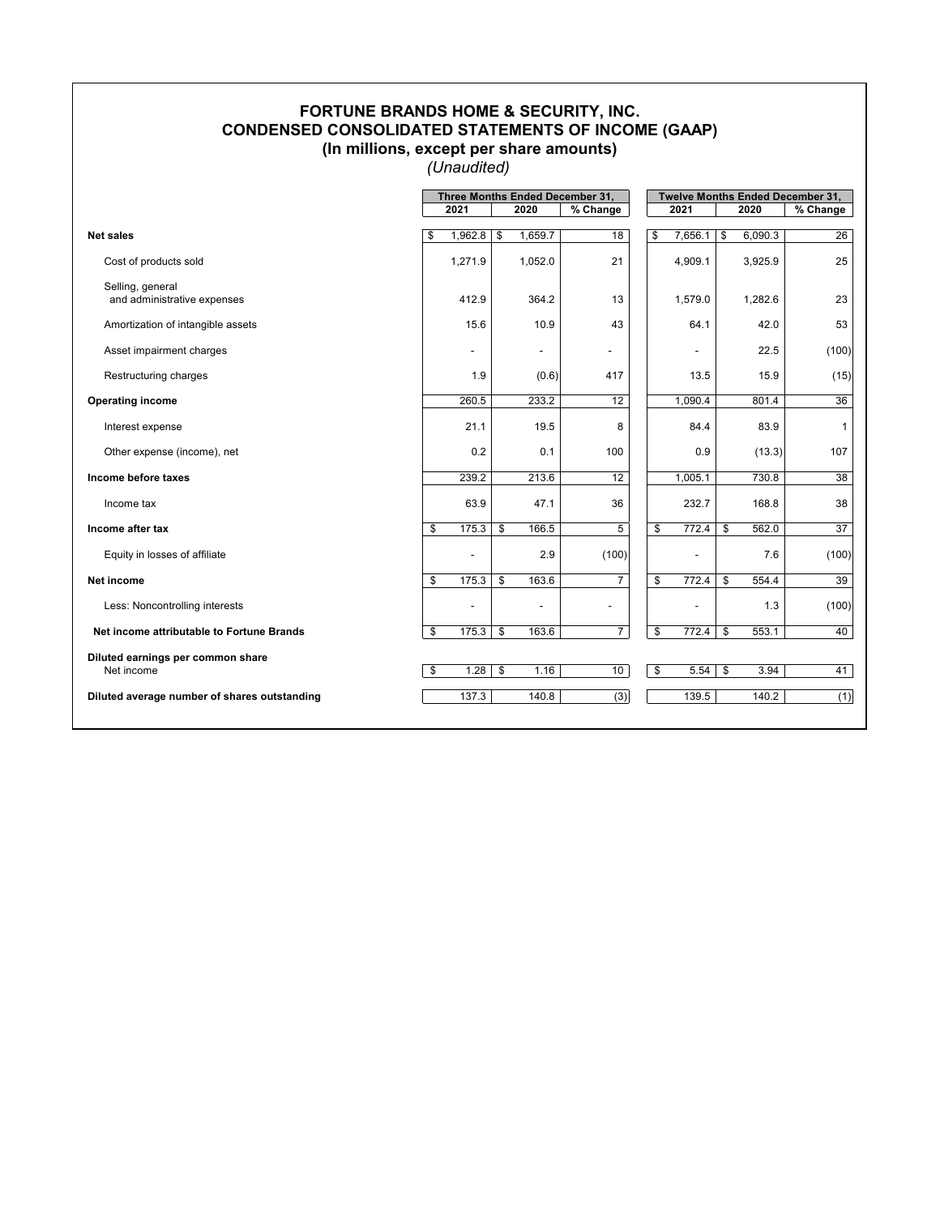# FORTUNE BRANDS HOME & SECURITY, INC.
## CONDENSED CONSOLIDATED STATEMENTS OF INCOME (GAAP)
### (In millions, except per share amounts)
*(Unaudited)*

| | Three Months Ended December 31, | | | Twelve Months Ended December 31, | | |
|---|---|---|---|---|---|---|
| | 2021 | 2020 | % Change | 2021 | 2020 | % Change |
| **Net sales** | $ 1,962.8 | $ 1,659.7 | 18 | $ 7,656.1 | $ 6,090.3 | 26 |
| Cost of products sold | 1,271.9 | 1,052.0 | 21 | 4,909.1 | 3,925.9 | 25 |
| Selling, general and administrative expenses | 412.9 | 364.2 | 13 | 1,579.0 | 1,282.6 | 23 |
| Amortization of intangible assets | 15.6 | 10.9 | 43 | 64.1 | 42.0 | 53 |
| Asset impairment charges | - | - | - | - | 22.5 | (100) |
| Restructuring charges | 1.9 | (0.6) | 417 | 13.5 | 15.9 | (15) |
| **Operating income** | 260.5 | 233.2 | 12 | 1,090.4 | 801.4 | 36 |
| Interest expense | 21.1 | 19.5 | 8 | 84.4 | 83.9 | 1 |
| Other expense (income), net | 0.2 | 0.1 | 100 | 0.9 | (13.3) | 107 |
| **Income before taxes** | 239.2 | 213.6 | 12 | 1,005.1 | 730.8 | 38 |
| Income tax | 63.9 | 47.1 | 36 | 232.7 | 168.8 | 38 |
| **Income after tax** | $ 175.3 | $ 166.5 | 5 | $ 772.4 | $ 562.0 | 37 |
| Equity in losses of affiliate | - | 2.9 | (100) | - | 7.6 | (100) |
| **Net income** | $ 175.3 | $ 163.6 | 7 | $ 772.4 | $ 554.4 | 39 |
| Less: Noncontrolling interests | - | - | - | - | 1.3 | (100) |
| **Net income attributable to Fortune Brands** | $ 175.3 | $ 163.6 | 7 | $ 772.4 | $ 553.1 | 40 |
| **Diluted earnings per common share** | | | | | | |
| Net income | $ 1.28 | $ 1.16 | 10 | $ 5.54 | $ 3.94 | 41 |
| **Diluted average number of shares outstanding** | 137.3 | 140.8 | (3) | 139.5 | 140.2 | (1) |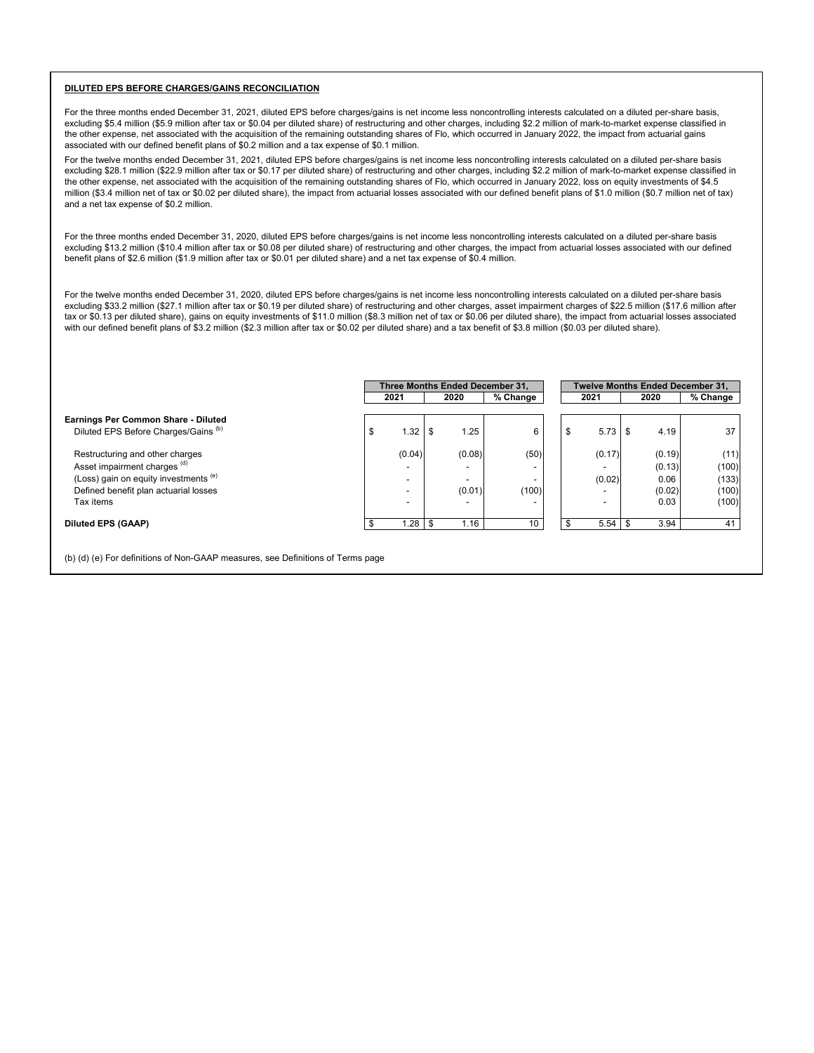**DILUTED EPS BEFORE CHARGES/GAINS RECONCILIATION**

For the three months ended December 31, 2021, diluted EPS before charges/gains is net income less noncontrolling interests calculated on a diluted per-share basis, excluding $5.4 million ($5.9 million after tax or $0.04 per diluted share) of restructuring and other charges, including $2.2 million of mark-to-market expense classified in the other expense, net associated with the acquisition of the remaining outstanding shares of Flo, which occurred in January 2022, the impact from actuarial gains associated with our defined benefit plans of $0.2 million and a tax expense of $0.1 million.

For the twelve months ended December 31, 2021, diluted EPS before charges/gains is net income less noncontrolling interests calculated on a diluted per-share basis excluding $28.1 million ($22.9 million after tax or $0.17 per diluted share) of restructuring and other charges, including $2.2 million of mark-to-market expense classified in the other expense, net associated with the acquisition of the remaining outstanding shares of Flo, which occurred in January 2022, loss on equity investments of $4.5 million ($3.4 million net of tax or $0.02 per diluted share), the impact from actuarial losses associated with our defined benefit plans of $1.0 million ($0.7 million net of tax) and a net tax expense of $0.2 million.

For the three months ended December 31, 2020, diluted EPS before charges/gains is net income less noncontrolling interests calculated on a diluted per-share basis excluding $13.2 million ($10.4 million after tax or $0.08 per diluted share) of restructuring and other charges, the impact from actuarial losses associated with our defined benefit plans of $2.6 million ($1.9 million after tax or $0.01 per diluted share) and a net tax expense of $0.4 million.

For the twelve months ended December 31, 2020, diluted EPS before charges/gains is net income less noncontrolling interests calculated on a diluted per-share basis excluding $33.2 million ($27.1 million after tax or $0.19 per diluted share) of restructuring and other charges, asset impairment charges of $22.5 million ($17.6 million after tax or $0.13 per diluted share), gains on equity investments of $11.0 million ($8.3 million net of tax or $0.06 per diluted share), the impact from actuarial losses associated with our defined benefit plans of $3.2 million ($2.3 million after tax or $0.02 per diluted share) and a tax benefit of $3.8 million ($0.03 per diluted share).

| | Three Months Ended December 31, | | | Twelve Months Ended December 31, | | |
|---|---|---|---|---|---|---|
| | 2021 | 2020 | % Change | 2021 | 2020 | % Change |
| **Earnings Per Common Share - Diluted** | | | | | | |
| Diluted EPS Before Charges/Gains (b) | $ 1.32 | $ 1.25 | 6 | $ 5.73 | $ 4.19 | 37 |
| Restructuring and other charges | (0.04) | (0.08) | (50) | (0.17) | (0.19) | (11) |
| Asset impairment charges (d) | - | - | - | - | (0.13) | (100) |
| (Loss) gain on equity investments (e) | - | - | - | (0.02) | 0.06 | (133) |
| Defined benefit plan actuarial losses | - | (0.01) | (100) | - | (0.02) | (100) |
| Tax items | - | - | - | - | 0.03 | (100) |
| **Diluted EPS (GAAP)** | $ 1.28 | $ 1.16 | 10 | $ 5.54 | $ 3.94 | 41 |

(b) (d) (e) For definitions of Non-GAAP measures, see Definitions of Terms page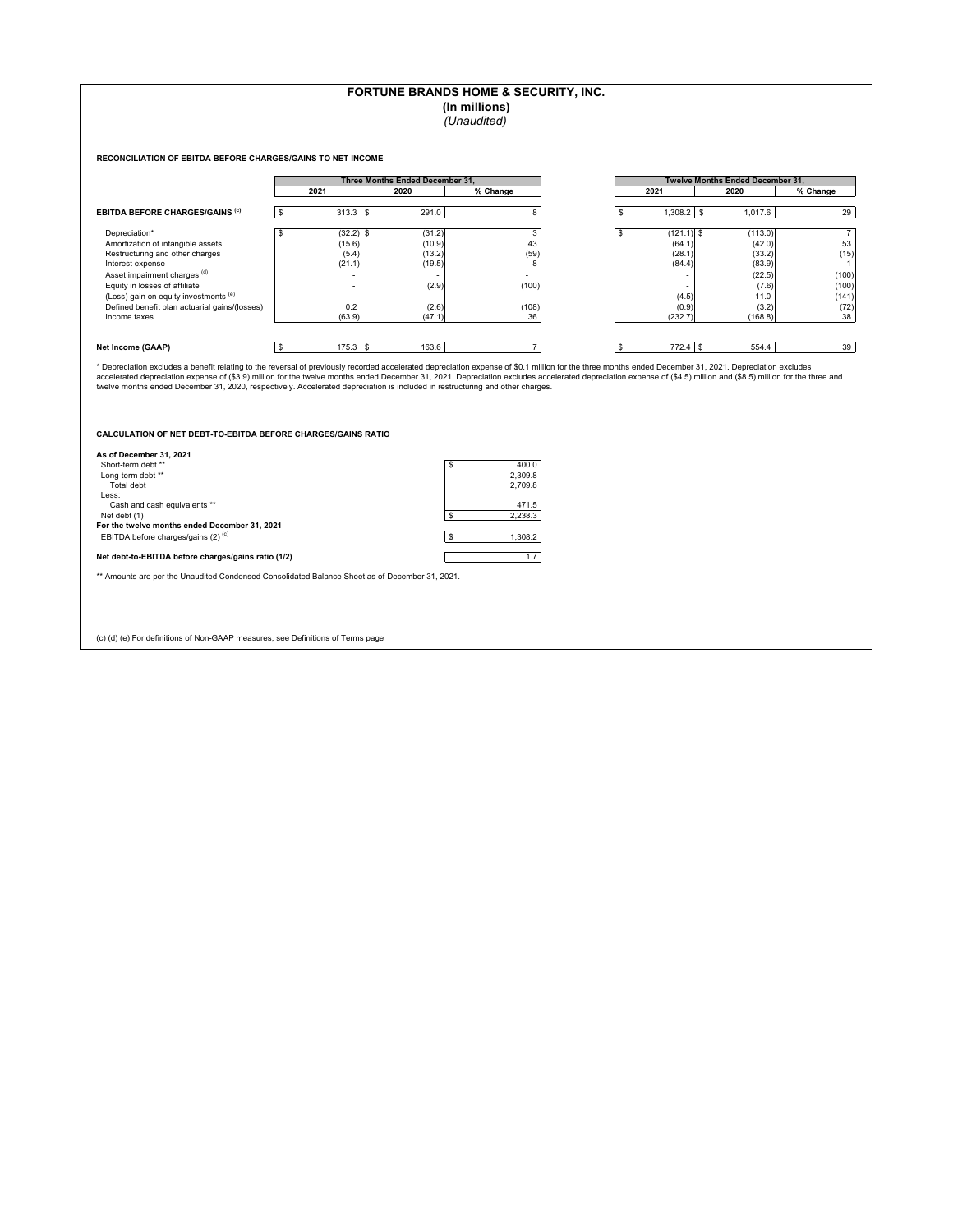# FORTUNE BRANDS HOME & SECURITY, INC.

**(In millions)**

*(Unaudited)*

**RECONCILIATION OF EBITDA BEFORE CHARGES/GAINS TO NET INCOME**

| | Three Months Ended December 31, | | | Twelve Months Ended December 31, | | |
|---|---|---|---|---|---|---|
| | 2021 | 2020 | % Change | 2021 | 2020 | % Change |
| **EBITDA BEFORE CHARGES/GAINS** (c) | $ 313.3 | $ 291.0 | 8 | $ 1,308.2 | $ 1,017.6 | 29 |
| Depreciation* | $ (32.2) | $ (31.2) | 3 | $ (121.1) | $ (113.0) | 7 |
| Amortization of intangible assets | (15.6) | (10.9) | 43 | (64.1) | (42.0) | 53 |
| Restructuring and other charges | (5.4) | (13.2) | (59) | (28.1) | (33.2) | (15) |
| Interest expense | (21.1) | (19.5) | 8 | (84.4) | (83.9) | 1 |
| Asset impairment charges (d) | - | - | - | - | (22.5) | (100) |
| Equity in losses of affiliate | - | (2.9) | (100) | - | (7.6) | (100) |
| (Loss) gain on equity investments (e) | - | - | - | (4.5) | 11.0 | (141) |
| Defined benefit plan actuarial gains/(losses) | 0.2 | (2.6) | (108) | (0.9) | (3.2) | (72) |
| Income taxes | (63.9) | (47.1) | 36 | (232.7) | (168.8) | 38 |
| **Net Income (GAAP)** | $ 175.3 | $ 163.6 | 7 | $ 772.4 | $ 554.4 | 39 |

\* Depreciation excludes a benefit relating to the reversal of previously recorded accelerated depreciation expense of $0.1 million for the three months ended December 31, 2021. Depreciation excludes accelerated depreciation expense of ($3.9) million for the twelve months ended December 31, 2021. Depreciation excludes accelerated depreciation expense of ($4.5) million and ($8.5) million for the three and twelve months ended December 31, 2020, respectively. Accelerated depreciation is included in restructuring and other charges.

**CALCULATION OF NET DEBT-TO-EBITDA BEFORE CHARGES/GAINS RATIO**

| | |
|---|---|
| **As of December 31, 2021** | |
| Short-term debt ** | $ 400.0 |
| Long-term debt ** | 2,309.8 |
| Total debt | 2,709.8 |
| Less: | |
| Cash and cash equivalents ** | 471.5 |
| Net debt (1) | $ 2,238.3 |
| **For the twelve months ended December 31, 2021** | |
| EBITDA before charges/gains (2) (c) | $ 1,308.2 |
| **Net debt-to-EBITDA before charges/gains ratio (1/2)** | 1.7 |

** Amounts are per the Unaudited Condensed Consolidated Balance Sheet as of December 31, 2021.

(c) (d) (e) For definitions of Non-GAAP measures, see Definitions of Terms page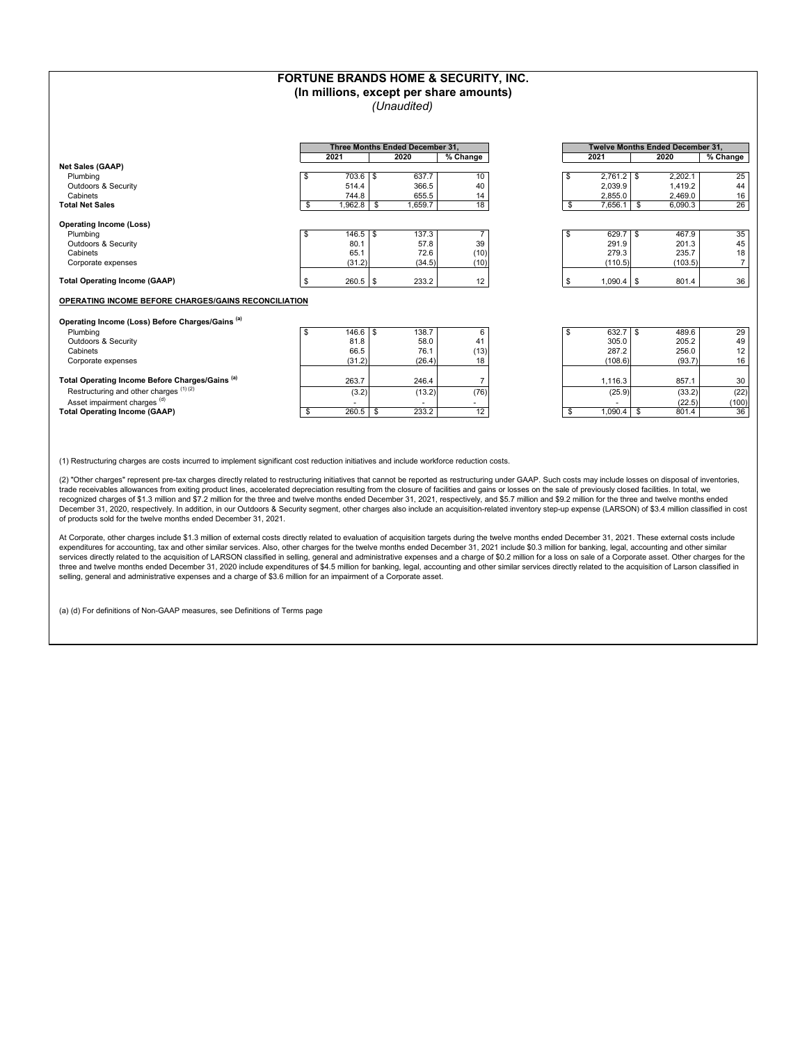# FORTUNE BRANDS HOME & SECURITY, INC.
## (In millions, except per share amounts)
*(Unaudited)*

| | Three Months Ended December 31, | | | Twelve Months Ended December 31, | | |
|---|---|---|---|---|---|---|
| | 2021 | 2020 | % Change | 2021 | 2020 | % Change |
| **Net Sales (GAAP)** | | | | | | |
| Plumbing | $ 703.6 | $ 637.7 | 10 | $ 2,761.2 | $ 2,202.1 | 25 |
| Outdoors & Security | 514.4 | 366.5 | 40 | 2,039.9 | 1,419.2 | 44 |
| Cabinets | 744.8 | 655.5 | 14 | 2,855.0 | 2,469.0 | 16 |
| **Total Net Sales** | $ 1,962.8 | $ 1,659.7 | 18 | $ 7,656.1 | $ 6,090.3 | 26 |
| **Operating Income (Loss)** | | | | | | |
| Plumbing | $ 146.5 | $ 137.3 | 7 | $ 629.7 | $ 467.9 | 35 |
| Outdoors & Security | 80.1 | 57.8 | 39 | 291.9 | 201.3 | 45 |
| Cabinets | 65.1 | 72.6 | (10) | 279.3 | 235.7 | 18 |
| Corporate expenses | (31.2) | (34.5) | (10) | (110.5) | (103.5) | 7 |
| **Total Operating Income (GAAP)** | $ 260.5 | $ 233.2 | 12 | $ 1,090.4 | $ 801.4 | 36 |

**OPERATING INCOME BEFORE CHARGES/GAINS RECONCILIATION**

| | Three Months Ended December 31, | | | Twelve Months Ended December 31, | | |
|---|---|---|---|---|---|---|
| | 2021 | 2020 | % Change | 2021 | 2020 | % Change |
| **Operating Income (Loss) Before Charges/Gains [(a)]** | | | | | | |
| Plumbing | $ 146.6 | $ 138.7 | 6 | $ 632.7 | $ 489.6 | 29 |
| Outdoors & Security | 81.8 | 58.0 | 41 | 305.0 | 205.2 | 49 |
| Cabinets | 66.5 | 76.1 | (13) | 287.2 | 256.0 | 12 |
| Corporate expenses | (31.2) | (26.4) | 18 | (108.6) | (93.7) | 16 |
| **Total Operating Income Before Charges/Gains [(a)]** | 263.7 | 246.4 | 7 | 1,116.3 | 857.1 | 30 |
| Restructuring and other charges [(1) (2)] | (3.2) | (13.2) | (76) | (25.9) | (33.2) | (22) |
| Asset impairment charges [(d)] | - | - | - | - | (22.5) | (100) |
| **Total Operating Income (GAAP)** | $ 260.5 | $ 233.2 | 12 | $ 1,090.4 | $ 801.4 | 36 |

(1) Restructuring charges are costs incurred to implement significant cost reduction initiatives and include workforce reduction costs.

(2) "Other charges" represent pre-tax charges directly related to restructuring initiatives that cannot be reported as restructuring under GAAP. Such costs may include losses on disposal of inventories, trade receivables allowances from exiting product lines, accelerated depreciation resulting from the closure of facilities and gains or losses on the sale of previously closed facilities. In total, we recognized charges of $1.3 million and $7.2 million for the three and twelve months ended December 31, 2021, respectively, and $5.7 million and $9.2 million for the three and twelve months ended December 31, 2020, respectively. In addition, in our Outdoors & Security segment, other charges also include an acquisition-related inventory step-up expense (LARSON) of $3.4 million classified in cost of products sold for the twelve months ended December 31, 2021.

At Corporate, other charges include $1.3 million of external costs directly related to evaluation of acquisition targets during the twelve months ended December 31, 2021. These external costs include expenditures for accounting, tax and other similar services. Also, other charges for the twelve months ended December 31, 2021 include $0.3 million for banking, legal, accounting and other similar services directly related to the acquisition of LARSON classified in selling, general and administrative expenses and a charge of $0.2 million for a loss on sale of a Corporate asset. Other charges for the three and twelve months ended December 31, 2020 include expenditures of $4.5 million for banking, legal, accounting and other similar services directly related to the acquisition of Larson classified in selling, general and administrative expenses and a charge of $3.6 million for an impairment of a Corporate asset.

(a) (d) For definitions of Non-GAAP measures, see Definitions of Terms page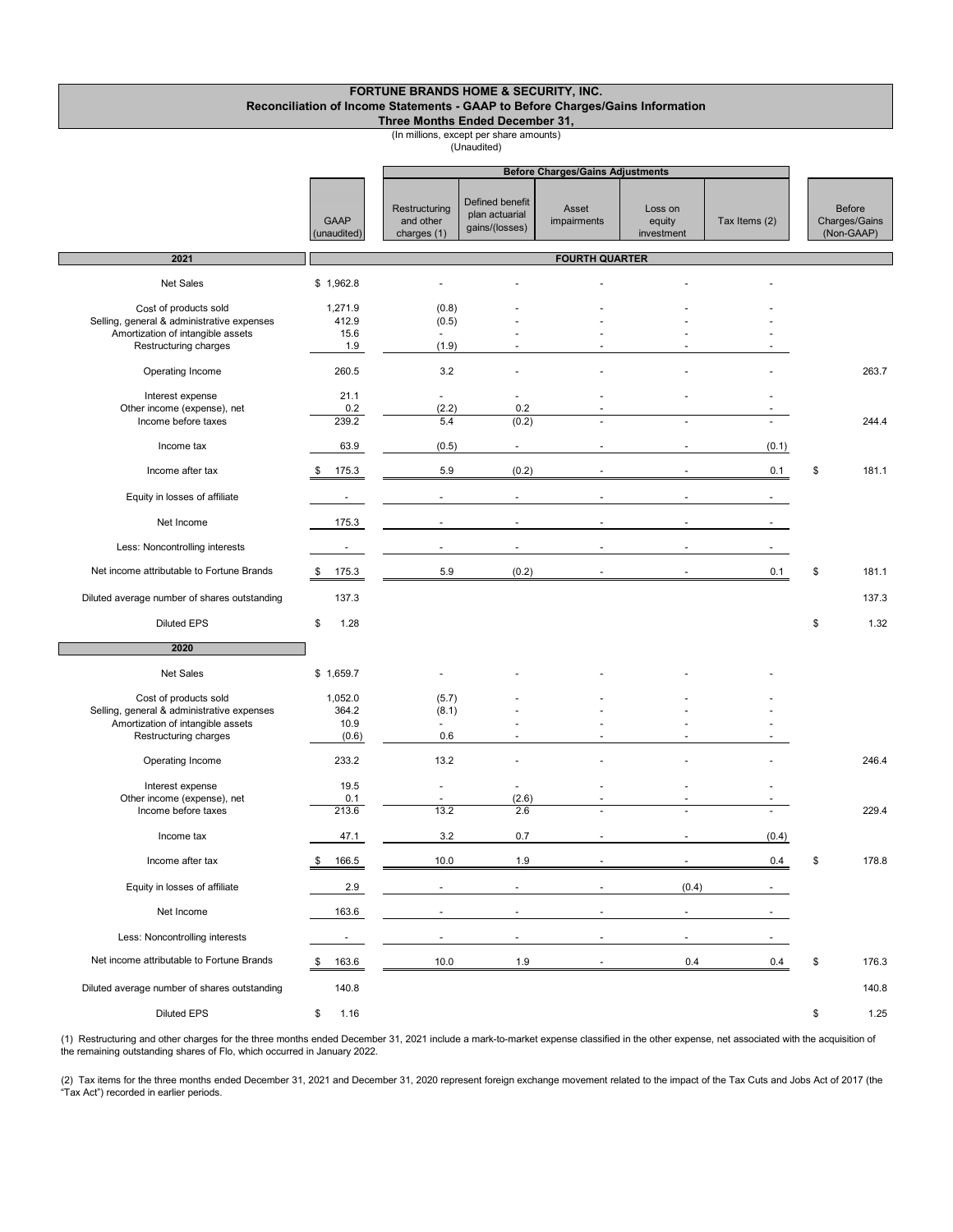# FORTUNE BRANDS HOME & SECURITY, INC.
## Reconciliation of Income Statements - GAAP to Before Charges/Gains Information
### Three Months Ended December 31,

(In millions, except per share amounts)
(Unaudited)

| | GAAP (unaudited) | Before Charges/Gains Adjustments | | | | | Before Charges/Gains (Non-GAAP) |
|---|---|---|---|---|---|---|---|
| | | Restructuring and other charges (1) | Defined benefit plan actuarial gains/(losses) | Asset impairments | Loss on equity investment | Tax Items (2) | |
| **2021** | **FOURTH QUARTER** | | | | | | |
| Net Sales | $ 1,962.8 | - | - | - | - | - | |
| Cost of products sold | 1,271.9 | (0.8) | - | - | - | - | |
| Selling, general & administrative expenses | 412.9 | (0.5) | - | - | - | - | |
| Amortization of intangible assets | 15.6 | - | - | - | - | - | |
| Restructuring charges | 1.9 | (1.9) | - | - | - | - | |
| Operating Income | 260.5 | 3.2 | - | - | - | - | 263.7 |
| Interest expense | 21.1 | - | - | - | - | - | |
| Other income (expense), net | 0.2 | (2.2) | 0.2 | - | | - | |
| Income before taxes | 239.2 | 5.4 | (0.2) | - | - | - | 244.4 |
| Income tax | 63.9 | (0.5) | - | - | - | (0.1) | |
| Income after tax | $ 175.3 | 5.9 | (0.2) | - | - | 0.1 | $ 181.1 |
| Equity in losses of affiliate | - | - | - | - | - | - | |
| Net Income | 175.3 | - | - | - | - | - | |
| Less: Noncontrolling interests | - | - | - | - | - | - | |
| Net income attributable to Fortune Brands | $ 175.3 | 5.9 | (0.2) | - | - | 0.1 | $ 181.1 |
| Diluted average number of shares outstanding | 137.3 | | | | | | 137.3 |
| Diluted EPS | $ 1.28 | | | | | | $ 1.32 |
| **2020** | | | | | | | |
| Net Sales | $ 1,659.7 | - | - | - | - | - | |
| Cost of products sold | 1,052.0 | (5.7) | - | - | - | - | |
| Selling, general & administrative expenses | 364.2 | (8.1) | - | - | - | - | |
| Amortization of intangible assets | 10.9 | - | - | - | - | - | |
| Restructuring charges | (0.6) | 0.6 | - | - | - | - | |
| Operating Income | 233.2 | 13.2 | - | - | - | - | 246.4 |
| Interest expense | 19.5 | - | - | - | - | - | |
| Other income (expense), net | 0.1 | - | (2.6) | - | - | - | |
| Income before taxes | 213.6 | 13.2 | 2.6 | - | - | - | 229.4 |
| Income tax | 47.1 | 3.2 | 0.7 | - | - | (0.4) | |
| Income after tax | $ 166.5 | 10.0 | 1.9 | - | - | 0.4 | $ 178.8 |
| Equity in losses of affiliate | 2.9 | - | - | - | (0.4) | - | |
| Net Income | 163.6 | - | - | - | - | - | |
| Less: Noncontrolling interests | - | - | - | - | - | - | |
| Net income attributable to Fortune Brands | $ 163.6 | 10.0 | 1.9 | - | 0.4 | 0.4 | $ 176.3 |
| Diluted average number of shares outstanding | 140.8 | | | | | | 140.8 |
| Diluted EPS | $ 1.16 | | | | | | $ 1.25 |

(1) Restructuring and other charges for the three months ended December 31, 2021 include a mark-to-market expense classified in the other expense, net associated with the acquisition of the remaining outstanding shares of Flo, which occurred in January 2022.

(2) Tax items for the three months ended December 31, 2021 and December 31, 2020 represent foreign exchange movement related to the impact of the Tax Cuts and Jobs Act of 2017 (the "Tax Act") recorded in earlier periods.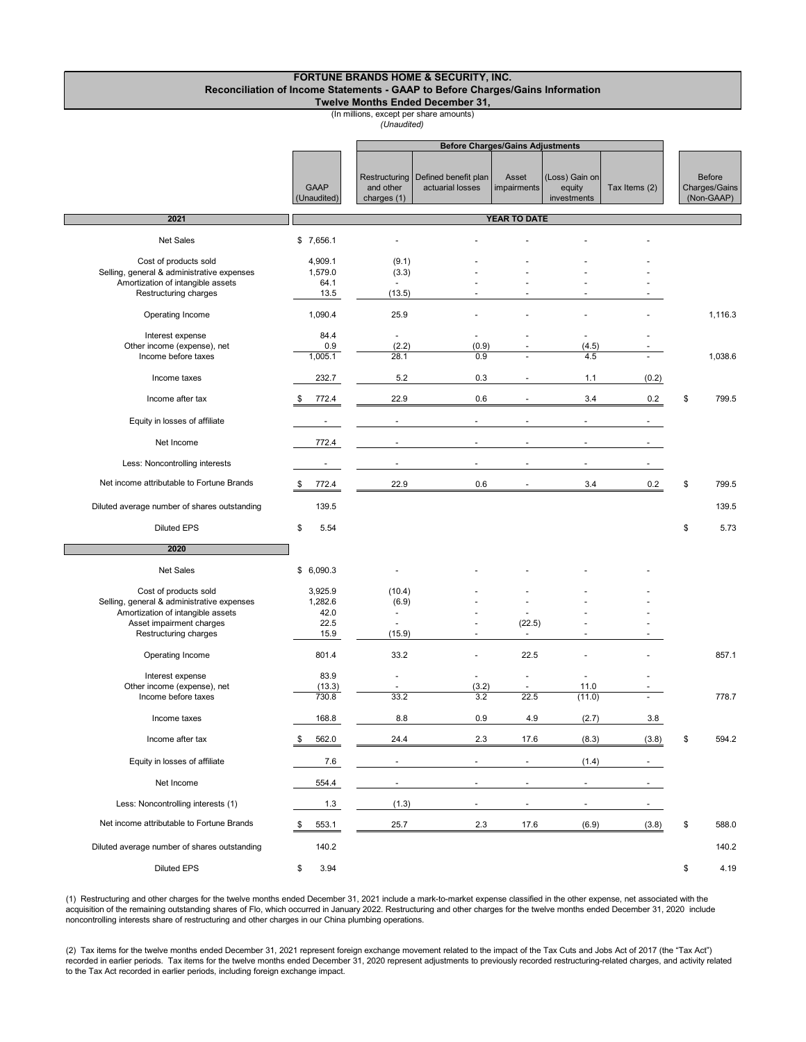# FORTUNE BRANDS HOME & SECURITY, INC.

## Reconciliation of Income Statements - GAAP to Before Charges/Gains Information

### Twelve Months Ended December 31,

(In millions, except per share amounts)

*(Unaudited)*

| | GAAP (Unaudited) | Before Charges/Gains Adjustments | | | | | Before Charges/Gains (Non-GAAP) |
|---|---|---|---|---|---|---|---|
| | | Restructuring and other charges (1) | Defined benefit plan actuarial losses | Asset impairments | (Loss) Gain on equity investments | Tax Items (2) | |
| **2021** | **YEAR TO DATE** | | | | | | |
| Net Sales | $ 7,656.1 | - | - | - | - | - | |
| Cost of products sold | 4,909.1 | (9.1) | - | - | - | - | |
| Selling, general & administrative expenses | 1,579.0 | (3.3) | - | - | - | - | |
| Amortization of intangible assets | 64.1 | - | - | - | - | - | |
| Restructuring charges | 13.5 | (13.5) | - | - | - | - | |
| Operating Income | 1,090.4 | 25.9 | - | - | - | - | 1,116.3 |
| Interest expense | 84.4 | - | - | - | - | - | |
| Other income (expense), net | 0.9 | (2.2) | (0.9) | - | (4.5) | - | |
| Income before taxes | 1,005.1 | 28.1 | 0.9 | - | 4.5 | - | 1,038.6 |
| Income taxes | 232.7 | 5.2 | 0.3 | - | 1.1 | (0.2) | |
| Income after tax | $ 772.4 | 22.9 | 0.6 | - | 3.4 | 0.2 | $ 799.5 |
| Equity in losses of affiliate | - | - | - | - | - | - | |
| Net Income | 772.4 | - | - | - | - | - | |
| Less: Noncontrolling interests | - | - | - | - | - | - | |
| Net income attributable to Fortune Brands | $ 772.4 | 22.9 | 0.6 | - | 3.4 | 0.2 | $ 799.5 |
| Diluted average number of shares outstanding | 139.5 | | | | | | 139.5 |
| Diluted EPS | $ 5.54 | | | | | | $ 5.73 |
| **2020** | | | | | | | |
| Net Sales | $ 6,090.3 | - | - | - | - | - | |
| Cost of products sold | 3,925.9 | (10.4) | - | - | - | - | |
| Selling, general & administrative expenses | 1,282.6 | (6.9) | - | - | - | - | |
| Amortization of intangible assets | 42.0 | - | - | - | - | - | |
| Asset impairment charges | 22.5 | - | - | (22.5) | - | - | |
| Restructuring charges | 15.9 | (15.9) | - | - | - | - | |
| Operating Income | 801.4 | 33.2 | - | 22.5 | - | - | 857.1 |
| Interest expense | 83.9 | - | - | - | - | - | |
| Other income (expense), net | (13.3) | - | (3.2) | - | 11.0 | - | |
| Income before taxes | 730.8 | 33.2 | 3.2 | 22.5 | (11.0) | - | 778.7 |
| Income taxes | 168.8 | 8.8 | 0.9 | 4.9 | (2.7) | 3.8 | |
| Income after tax | $ 562.0 | 24.4 | 2.3 | 17.6 | (8.3) | (3.8) | $ 594.2 |
| Equity in losses of affiliate | 7.6 | - | - | - | (1.4) | - | |
| Net Income | 554.4 | - | - | - | - | - | |
| Less: Noncontrolling interests (1) | 1.3 | (1.3) | - | - | - | - | |
| Net income attributable to Fortune Brands | $ 553.1 | 25.7 | 2.3 | 17.6 | (6.9) | (3.8) | $ 588.0 |
| Diluted average number of shares outstanding | 140.2 | | | | | | 140.2 |
| Diluted EPS | $ 3.94 | | | | | | $ 4.19 |

(1) Restructuring and other charges for the twelve months ended December 31, 2021 include a mark-to-market expense classified in the other expense, net associated with the acquisition of the remaining outstanding shares of Flo, which occurred in January 2022. Restructuring and other charges for the twelve months ended December 31, 2020 include noncontrolling interests share of restructuring and other charges in our China plumbing operations.

(2) Tax items for the twelve months ended December 31, 2021 represent foreign exchange movement related to the impact of the Tax Cuts and Jobs Act of 2017 (the "Tax Act") recorded in earlier periods. Tax items for the twelve months ended December 31, 2020 represent adjustments to previously recorded restructuring-related charges, and activity related to the Tax Act recorded in earlier periods, including foreign exchange impact.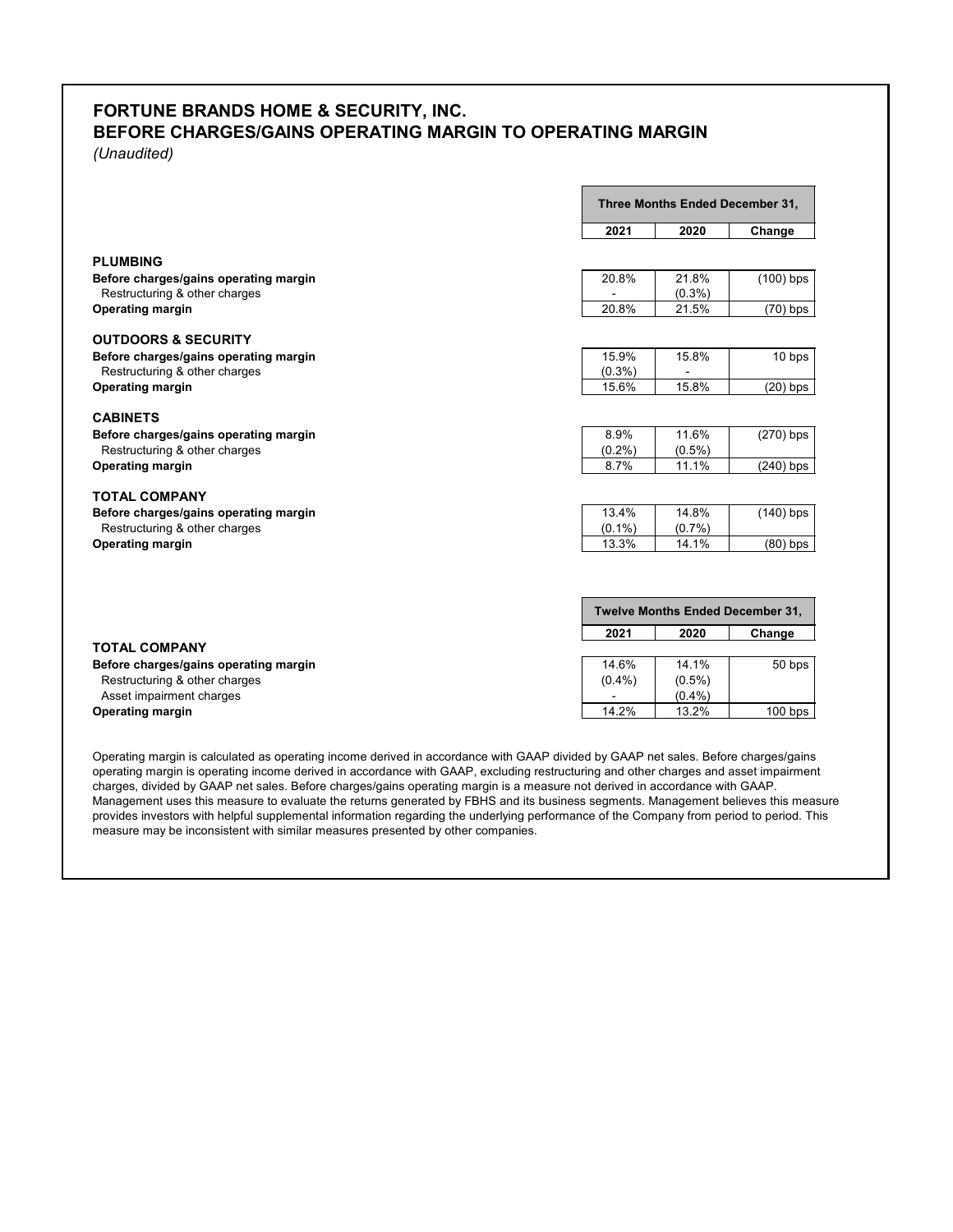# FORTUNE BRANDS HOME & SECURITY, INC.
## BEFORE CHARGES/GAINS OPERATING MARGIN TO OPERATING MARGIN

*(Unaudited)*

| | Three Months Ended December 31, | | |
|---|---|---|---|
| | **2021** | **2020** | **Change** |
| **PLUMBING** | | | |
| **Before charges/gains operating margin** | 20.8% | 21.8% | (100) bps |
| Restructuring & other charges | - | (0.3%) | |
| **Operating margin** | 20.8% | 21.5% | (70) bps |
| **OUTDOORS & SECURITY** | | | |
| **Before charges/gains operating margin** | 15.9% | 15.8% | 10 bps |
| Restructuring & other charges | (0.3%) | - | |
| **Operating margin** | 15.6% | 15.8% | (20) bps |
| **CABINETS** | | | |
| **Before charges/gains operating margin** | 8.9% | 11.6% | (270) bps |
| Restructuring & other charges | (0.2%) | (0.5%) | |
| **Operating margin** | 8.7% | 11.1% | (240) bps |
| **TOTAL COMPANY** | | | |
| **Before charges/gains operating margin** | 13.4% | 14.8% | (140) bps |
| Restructuring & other charges | (0.1%) | (0.7%) | |
| **Operating margin** | 13.3% | 14.1% | (80) bps |

| | Twelve Months Ended December 31, | | |
|---|---|---|---|
| | **2021** | **2020** | **Change** |
| **TOTAL COMPANY** | | | |
| **Before charges/gains operating margin** | 14.6% | 14.1% | 50 bps |
| Restructuring & other charges | (0.4%) | (0.5%) | |
| Asset impairment charges | - | (0.4%) | |
| **Operating margin** | 14.2% | 13.2% | 100 bps |

Operating margin is calculated as operating income derived in accordance with GAAP divided by GAAP net sales. Before charges/gains operating margin is operating income derived in accordance with GAAP, excluding restructuring and other charges and asset impairment charges, divided by GAAP net sales. Before charges/gains operating margin is a measure not derived in accordance with GAAP. Management uses this measure to evaluate the returns generated by FBHS and its business segments. Management believes this measure provides investors with helpful supplemental information regarding the underlying performance of the Company from period to period. This measure may be inconsistent with similar measures presented by other companies.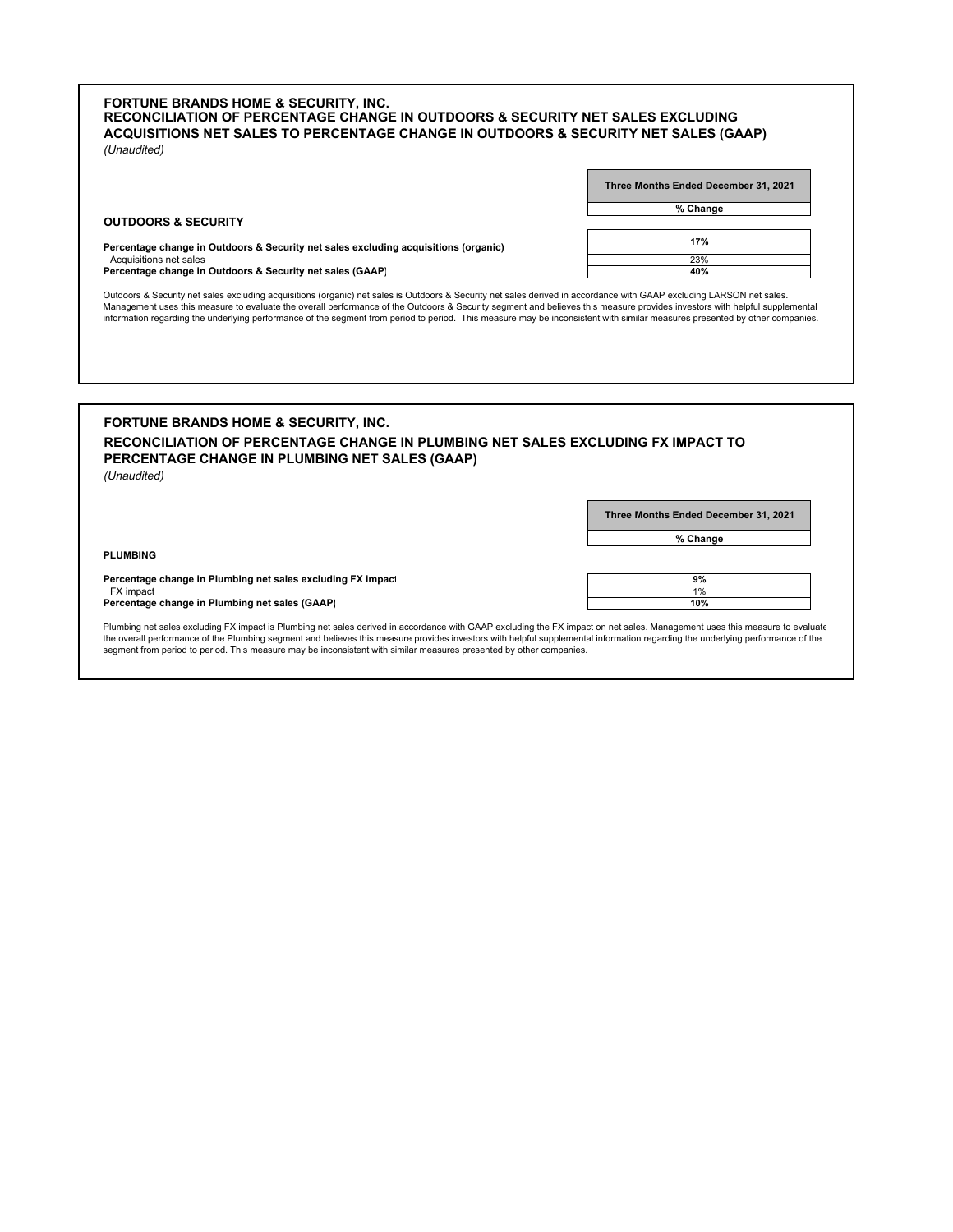**FORTUNE BRANDS HOME & SECURITY, INC.**
**RECONCILIATION OF PERCENTAGE CHANGE IN OUTDOORS & SECURITY NET SALES EXCLUDING ACQUISITIONS NET SALES TO PERCENTAGE CHANGE IN OUTDOORS & SECURITY NET SALES (GAAP)**
*(Unaudited)*

| | Three Months Ended December 31, 2021 |
|---|---|
| | **% Change** |
| **OUTDOORS & SECURITY** | |
| **Percentage change in Outdoors & Security net sales excluding acquisitions (organic)** | **17%** |
| Acquisitions net sales | 23% |
| **Percentage change in Outdoors & Security net sales (GAAP)** | **40%** |

Outdoors & Security net sales excluding acquisitions (organic) net sales is Outdoors & Security net sales derived in accordance with GAAP excluding LARSON net sales. Management uses this measure to evaluate the overall performance of the Outdoors & Security segment and believes this measure provides investors with helpful supplemental information regarding the underlying performance of the segment from period to period. This measure may be inconsistent with similar measures presented by other companies.

**FORTUNE BRANDS HOME & SECURITY, INC.**
**RECONCILIATION OF PERCENTAGE CHANGE IN PLUMBING NET SALES EXCLUDING FX IMPACT TO PERCENTAGE CHANGE IN PLUMBING NET SALES (GAAP)**
*(Unaudited)*

| | Three Months Ended December 31, 2021 |
|---|---|
| | **% Change** |
| **PLUMBING** | |
| **Percentage change in Plumbing net sales excluding FX impact** | **9%** |
| FX impact | 1% |
| **Percentage change in Plumbing net sales (GAAP)** | **10%** |

Plumbing net sales excluding FX impact is Plumbing net sales derived in accordance with GAAP excluding the FX impact on net sales. Management uses this measure to evaluate the overall performance of the Plumbing segment and believes this measure provides investors with helpful supplemental information regarding the underlying performance of the segment from period to period. This measure may be inconsistent with similar measures presented by other companies.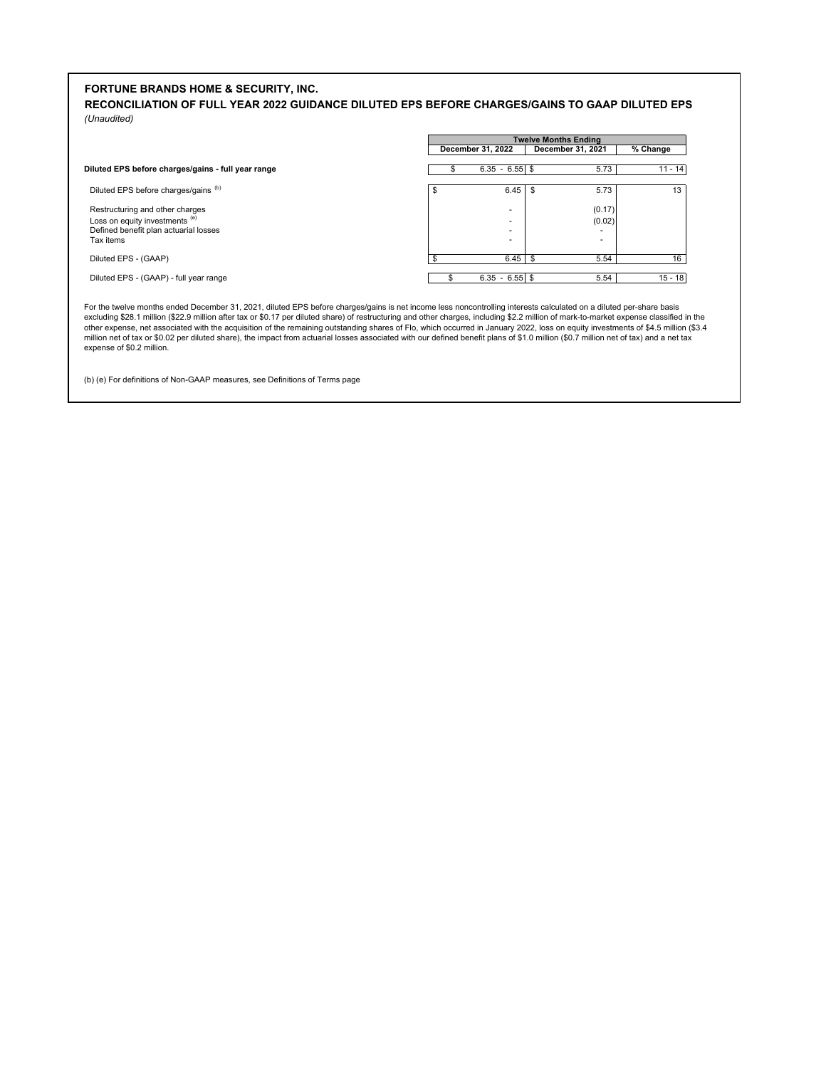**FORTUNE BRANDS HOME & SECURITY, INC.**

**RECONCILIATION OF FULL YEAR 2022 GUIDANCE DILUTED EPS BEFORE CHARGES/GAINS TO GAAP DILUTED EPS**

*(Unaudited)*

| | Twelve Months Ending | | |
|---|---|---|---|
| | December 31, 2022 | December 31, 2021 | % Change |
| **Diluted EPS before charges/gains - full year range** | $ 6.35 - 6.55 | $ 5.73 | 11 - 14 |
| Diluted EPS before charges/gains [(b)] | $ 6.45 | $ 5.73 | 13 |
| Restructuring and other charges | - | (0.17) | |
| Loss on equity investments [(e)] | - | (0.02) | |
| Defined benefit plan actuarial losses | - | - | |
| Tax items | - | - | |
| Diluted EPS - (GAAP) | $ 6.45 | $ 5.54 | 16 |
| Diluted EPS - (GAAP) - full year range | $ 6.35 - 6.55 | $ 5.54 | 15 - 18 |

For the twelve months ended December 31, 2021, diluted EPS before charges/gains is net income less noncontrolling interests calculated on a diluted per-share basis excluding $28.1 million ($22.9 million after tax or $0.17 per diluted share) of restructuring and other charges, including $2.2 million of mark-to-market expense classified in the other expense, net associated with the acquisition of the remaining outstanding shares of Flo, which occurred in January 2022, loss on equity investments of $4.5 million ($3.4 million net of tax or $0.02 per diluted share), the impact from actuarial losses associated with our defined benefit plans of $1.0 million ($0.7 million net of tax) and a net tax expense of $0.2 million.

(b) (e) For definitions of Non-GAAP measures, see Definitions of Terms page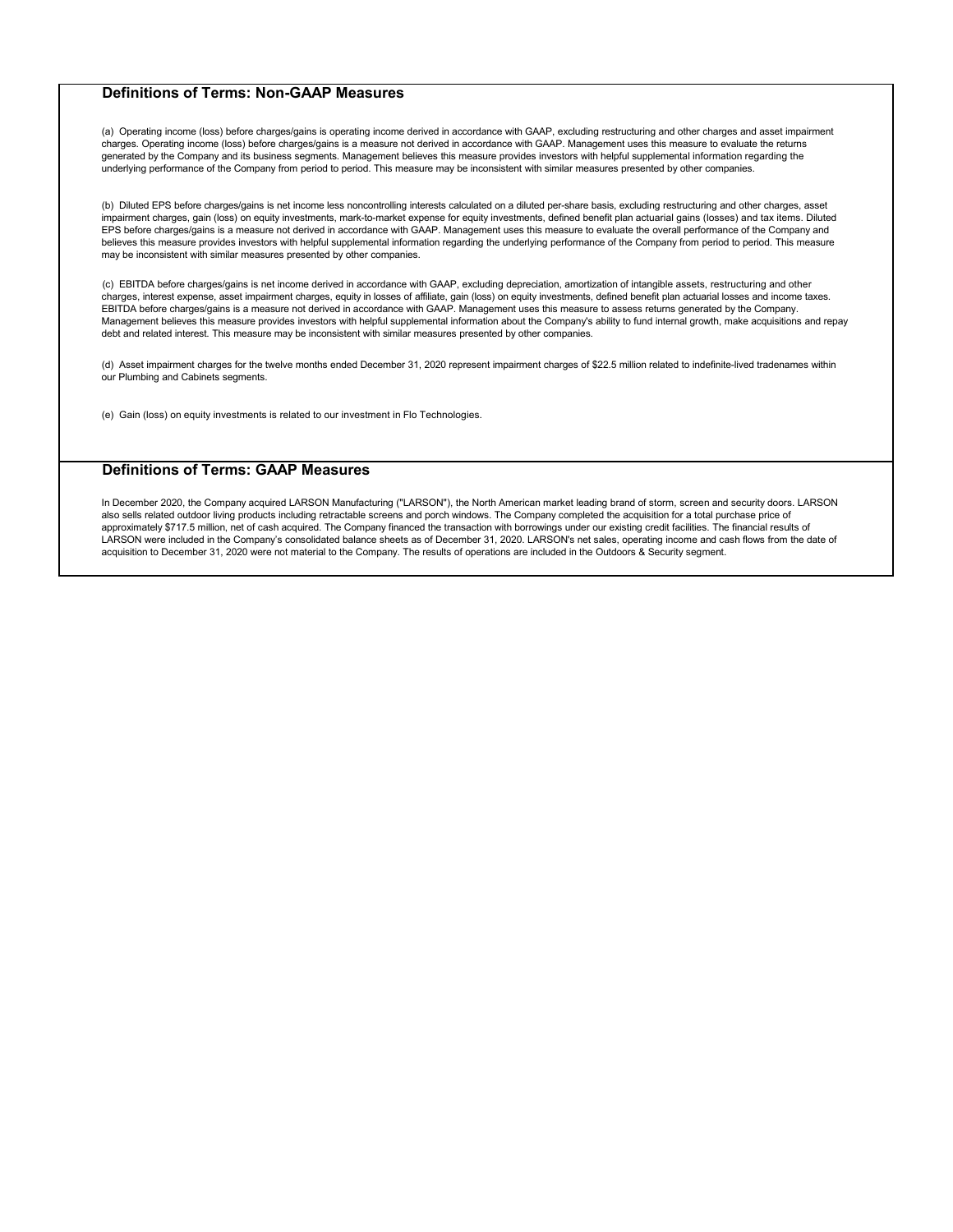## Definitions of Terms: Non-GAAP Measures

(a) Operating income (loss) before charges/gains is operating income derived in accordance with GAAP, excluding restructuring and other charges and asset impairment charges. Operating income (loss) before charges/gains is a measure not derived in accordance with GAAP. Management uses this measure to evaluate the returns generated by the Company and its business segments. Management believes this measure provides investors with helpful supplemental information regarding the underlying performance of the Company from period to period. This measure may be inconsistent with similar measures presented by other companies.

(b) Diluted EPS before charges/gains is net income less noncontrolling interests calculated on a diluted per-share basis, excluding restructuring and other charges, asset impairment charges, gain (loss) on equity investments, mark-to-market expense for equity investments, defined benefit plan actuarial gains (losses) and tax items. Diluted EPS before charges/gains is a measure not derived in accordance with GAAP. Management uses this measure to evaluate the overall performance of the Company and believes this measure provides investors with helpful supplemental information regarding the underlying performance of the Company from period to period. This measure may be inconsistent with similar measures presented by other companies.

(c) EBITDA before charges/gains is net income derived in accordance with GAAP, excluding depreciation, amortization of intangible assets, restructuring and other charges, interest expense, asset impairment charges, equity in losses of affiliate, gain (loss) on equity investments, defined benefit plan actuarial losses and income taxes. EBITDA before charges/gains is a measure not derived in accordance with GAAP. Management uses this measure to assess returns generated by the Company. Management believes this measure provides investors with helpful supplemental information about the Company's ability to fund internal growth, make acquisitions and repay debt and related interest. This measure may be inconsistent with similar measures presented by other companies.

(d) Asset impairment charges for the twelve months ended December 31, 2020 represent impairment charges of $22.5 million related to indefinite-lived tradenames within our Plumbing and Cabinets segments.

(e) Gain (loss) on equity investments is related to our investment in Flo Technologies.

## Definitions of Terms: GAAP Measures

In December 2020, the Company acquired LARSON Manufacturing ("LARSON"), the North American market leading brand of storm, screen and security doors. LARSON also sells related outdoor living products including retractable screens and porch windows. The Company completed the acquisition for a total purchase price of approximately $717.5 million, net of cash acquired. The Company financed the transaction with borrowings under our existing credit facilities. The financial results of LARSON were included in the Company's consolidated balance sheets as of December 31, 2020. LARSON's net sales, operating income and cash flows from the date of acquisition to December 31, 2020 were not material to the Company. The results of operations are included in the Outdoors & Security segment.